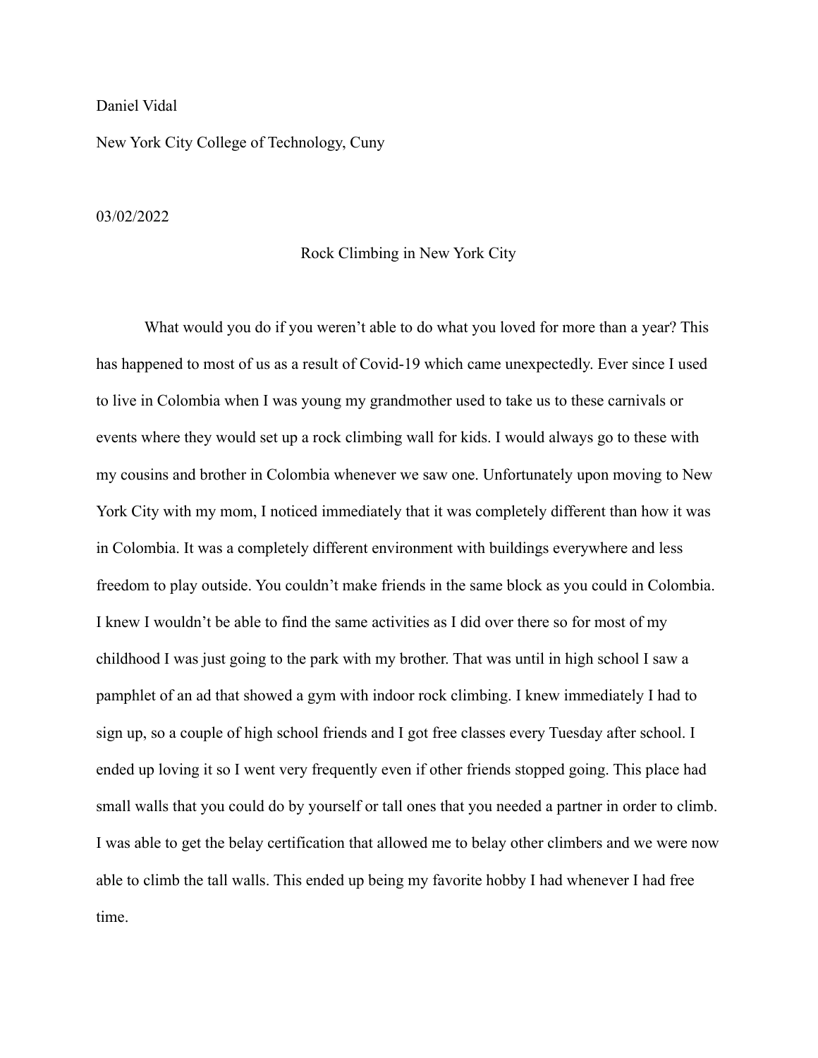Daniel Vidal

New York City College of Technology, Cuny

03/02/2022

# Rock Climbing in New York City

What would you do if you weren't able to do what you loved for more than a year? This has happened to most of us as a result of Covid-19 which came unexpectedly. Ever since I used to live in Colombia when I was young my grandmother used to take us to these carnivals or events where they would set up a rock climbing wall for kids. I would always go to these with my cousins and brother in Colombia whenever we saw one. Unfortunately upon moving to New York City with my mom, I noticed immediately that it was completely different than how it was in Colombia. It was a completely different environment with buildings everywhere and less freedom to play outside. You couldn't make friends in the same block as you could in Colombia. I knew I wouldn't be able to find the same activities as I did over there so for most of my childhood I was just going to the park with my brother. That was until in high school I saw a pamphlet of an ad that showed a gym with indoor rock climbing. I knew immediately I had to sign up, so a couple of high school friends and I got free classes every Tuesday after school. I ended up loving it so I went very frequently even if other friends stopped going. This place had small walls that you could do by yourself or tall ones that you needed a partner in order to climb. I was able to get the belay certification that allowed me to belay other climbers and we were now able to climb the tall walls. This ended up being my favorite hobby I had whenever I had free time.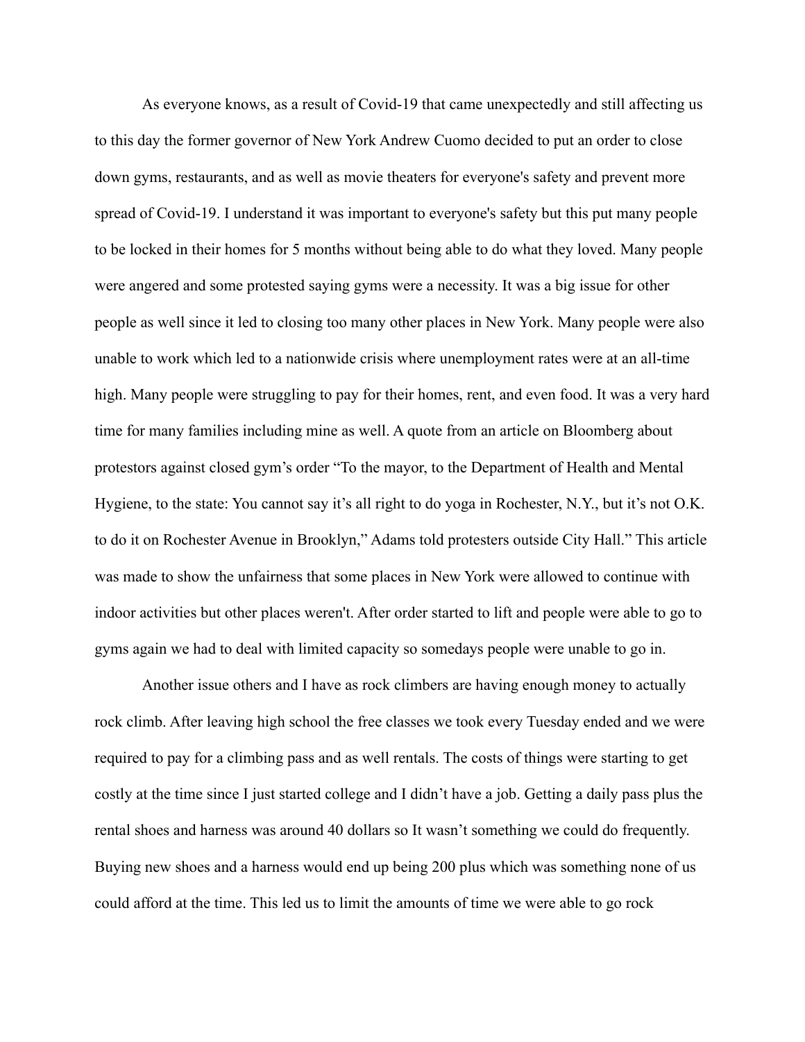As everyone knows, as a result of Covid-19 that came unexpectedly and still affecting us to this day the former governor of New York Andrew Cuomo decided to put an order to close down gyms, restaurants, and as well as movie theaters for everyone's safety and prevent more spread of Covid-19. I understand it was important to everyone's safety but this put many people to be locked in their homes for 5 months without being able to do what they loved. Many people were angered and some protested saying gyms were a necessity. It was a big issue for other people as well since it led to closing too many other places in New York. Many people were also unable to work which led to a nationwide crisis where unemployment rates were at an all-time high. Many people were struggling to pay for their homes, rent, and even food. It was a very hard time for many families including mine as well. A quote from an article on Bloomberg about protestors against closed gym's order "To the mayor, to the Department of Health and Mental Hygiene, to the state: You cannot say it's all right to do yoga in Rochester, N.Y., but it's not O.K. to do it on Rochester Avenue in Brooklyn," Adams told protesters outside City Hall." This article was made to show the unfairness that some places in New York were allowed to continue with indoor activities but other places weren't. After order started to lift and people were able to go to gyms again we had to deal with limited capacity so somedays people were unable to go in.

Another issue others and I have as rock climbers are having enough money to actually rock climb. After leaving high school the free classes we took every Tuesday ended and we were required to pay for a climbing pass and as well rentals. The costs of things were starting to get costly at the time since I just started college and I didn't have a job. Getting a daily pass plus the rental shoes and harness was around 40 dollars so It wasn't something we could do frequently. Buying new shoes and a harness would end up being 200 plus which was something none of us could afford at the time. This led us to limit the amounts of time we were able to go rock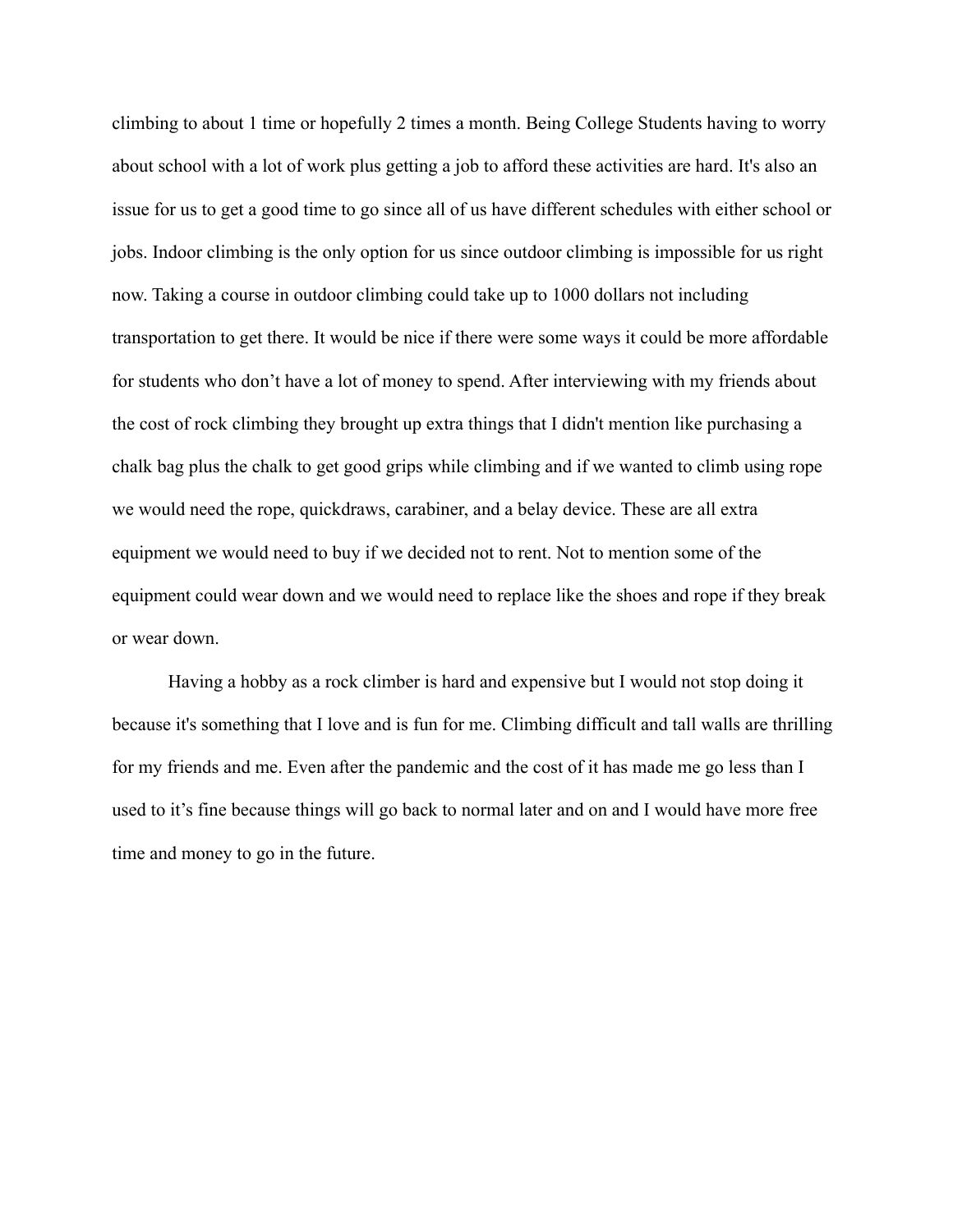climbing to about 1 time or hopefully 2 times a month. Being College Students having to worry about school with a lot of work plus getting a job to afford these activities are hard. It's also an issue for us to get a good time to go since all of us have different schedules with either school or jobs. Indoor climbing is the only option for us since outdoor climbing is impossible for us right now. Taking a course in outdoor climbing could take up to 1000 dollars not including transportation to get there. It would be nice if there were some ways it could be more affordable for students who don't have a lot of money to spend. After interviewing with my friends about the cost of rock climbing they brought up extra things that I didn't mention like purchasing a chalk bag plus the chalk to get good grips while climbing and if we wanted to climb using rope we would need the rope, quickdraws, carabiner, and a belay device. These are all extra equipment we would need to buy if we decided not to rent. Not to mention some of the equipment could wear down and we would need to replace like the shoes and rope if they break or wear down.

Having a hobby as a rock climber is hard and expensive but I would not stop doing it because it's something that I love and is fun for me. Climbing difficult and tall walls are thrilling for my friends and me. Even after the pandemic and the cost of it has made me go less than I used to it's fine because things will go back to normal later and on and I would have more free time and money to go in the future.